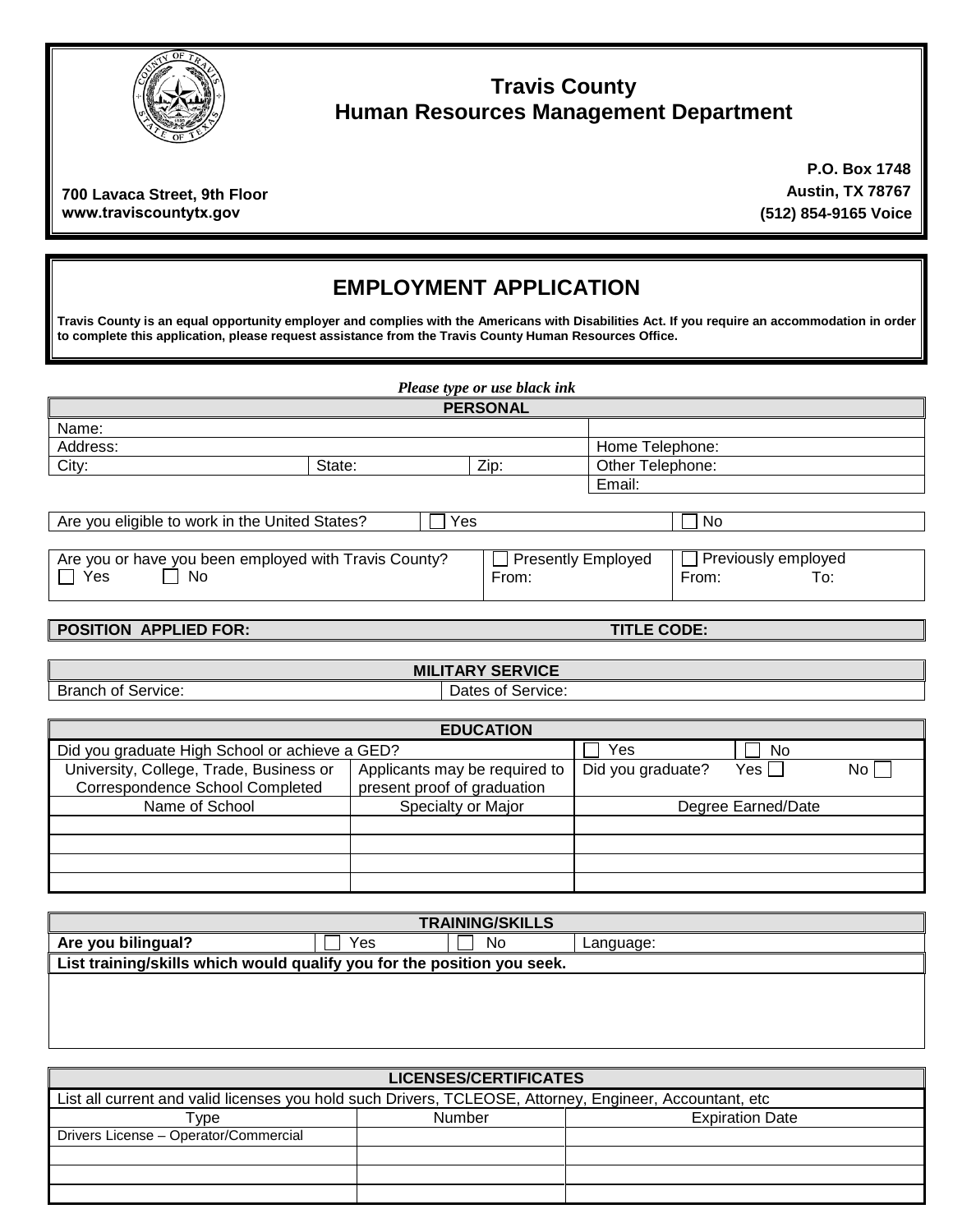# Travis County
# Human Resources Management Department

700 Lavaca Street, 9th Floor
www.traviscountytx.gov

P.O. Box 1748
Austin, TX 78767
(512) 854-9165 Voice

## EMPLOYMENT APPLICATION

**Travis County is an equal opportunity employer and complies with the Americans with Disabilities Act. If you require an accommodation in order to complete this application, please request assistance from the Travis County Human Resources Office.**

*Please type or use black ink*

| **PERSONAL** | | | |
|---|---|---|---|
| Name: | | | |
| Address: | | | Home Telephone: |
| City: | State: | Zip: | Other Telephone: |
| | | | Email: |

| Are you eligible to work in the United States? | ☐ Yes | ☐ No |
|---|---|---|

| Are you or have you been employed with Travis County? ☐ Yes ☐ No | ☐ Presently Employed From: | ☐ Previously employed From: To: |
|---|---|---|

| **POSITION APPLIED FOR:** | **TITLE CODE:** |
|---|---|

| **MILITARY SERVICE** | |
|---|---|
| Branch of Service: | Dates of Service: |

| **EDUCATION** | | | |
|---|---|---|---|
| Did you graduate High School or achieve a GED? | | ☐ Yes | ☐ No |
| University, College, Trade, Business or Correspondence School Completed | Applicants may be required to present proof of graduation | Did you graduate? Yes ☐ | No ☐ |
| Name of School | Specialty or Major | Degree Earned/Date | |
| | | | |
| | | | |
| | | | |
| | | | |

| **TRAINING/SKILLS** | | | |
|---|---|---|---|
| **Are you bilingual?** | ☐ Yes | ☐ No | Language: |
| **List training/skills which would qualify you for the position you seek.** | | | |
| | | | |

| **LICENSES/CERTIFICATES** | | |
|---|---|---|
| List all current and valid licenses you hold such Drivers, TCLEOSE, Attorney, Engineer, Accountant, etc | | |
| Type | Number | Expiration Date |
| Drivers License – Operator/Commercial | | |
| | | |
| | | |
| | | |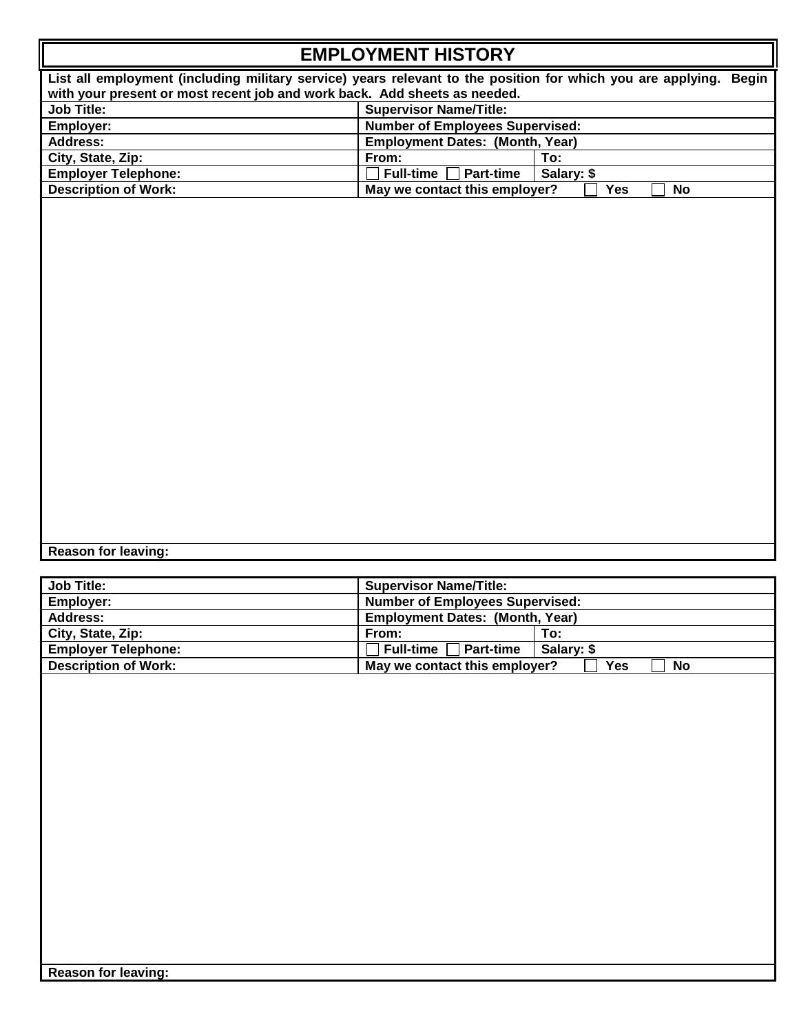# EMPLOYMENT HISTORY

**List all employment (including military service) years relevant to the position for which you are applying. Begin with your present or most recent job and work back. Add sheets as needed.**

| | | |
|---|---|---|
| **Job Title:** | **Supervisor Name/Title:** | |
| **Employer:** | **Number of Employees Supervised:** | |
| **Address:** | **Employment Dates: (Month, Year)** | |
| **City, State, Zip:** | **From:** | **To:** |
| **Employer Telephone:** | ☐ **Full-time** ☐ **Part-time** | **Salary: $** |
| **Description of Work:** | **May we contact this employer?** ☐ **Yes** ☐ **No** | |

**Reason for leaving:**

| | | |
|---|---|---|
| **Job Title:** | **Supervisor Name/Title:** | |
| **Employer:** | **Number of Employees Supervised:** | |
| **Address:** | **Employment Dates: (Month, Year)** | |
| **City, State, Zip:** | **From:** | **To:** |
| **Employer Telephone:** | ☐ **Full-time** ☐ **Part-time** | **Salary: $** |
| **Description of Work:** | **May we contact this employer?** ☐ **Yes** ☐ **No** | |

**Reason for leaving:**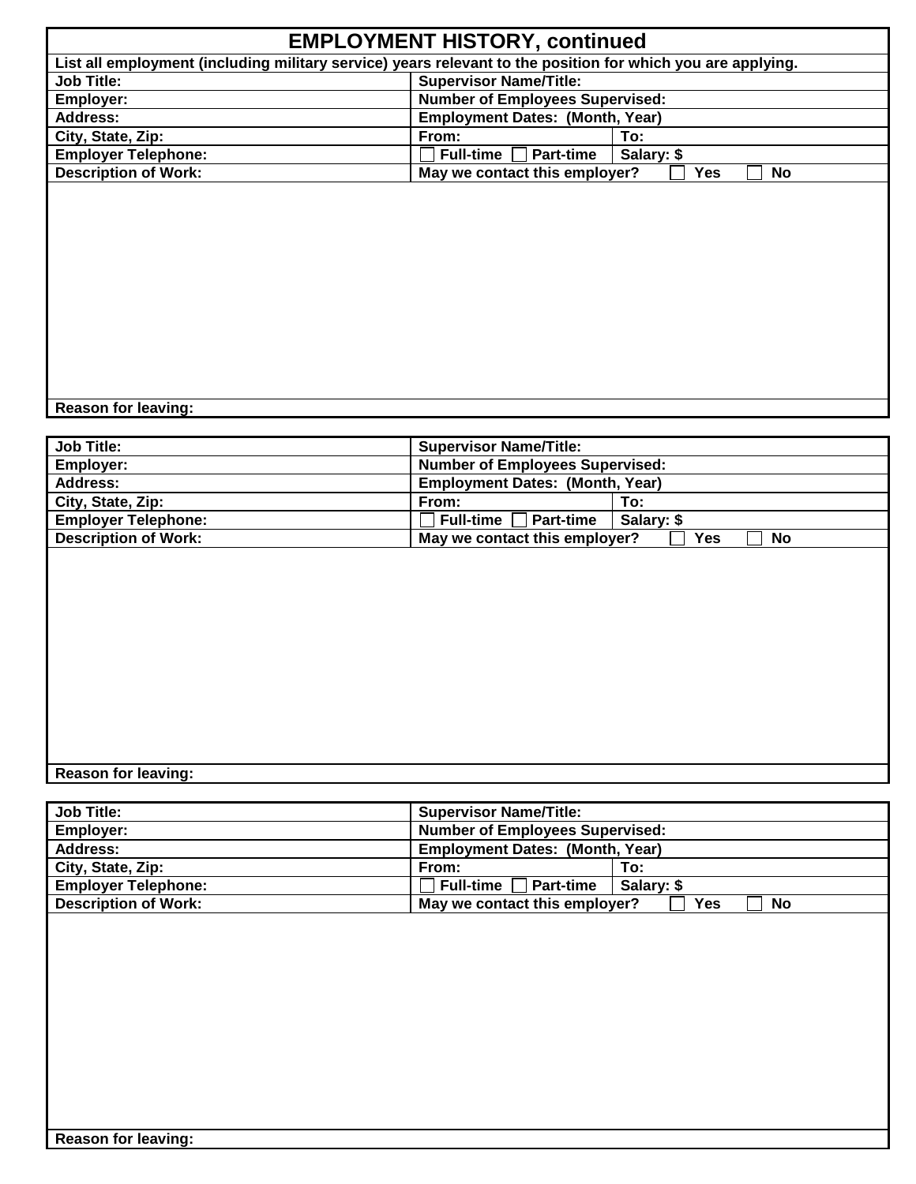# EMPLOYMENT HISTORY, continued

**List all employment (including military service) years relevant to the position for which you are applying.**

| | | |
|---|---|---|
| **Job Title:** | **Supervisor Name/Title:** | |
| **Employer:** | **Number of Employees Supervised:** | |
| **Address:** | **Employment Dates: (Month, Year)** | |
| **City, State, Zip:** | **From:** | **To:** |
| **Employer Telephone:** | ☐ **Full-time** ☐ **Part-time** | **Salary: $** |
| **Description of Work:** | **May we contact this employer?** ☐ **Yes** ☐ **No** | |

**Reason for leaving:**

| | | |
|---|---|---|
| **Job Title:** | **Supervisor Name/Title:** | |
| **Employer:** | **Number of Employees Supervised:** | |
| **Address:** | **Employment Dates: (Month, Year)** | |
| **City, State, Zip:** | **From:** | **To:** |
| **Employer Telephone:** | ☐ **Full-time** ☐ **Part-time** | **Salary: $** |
| **Description of Work:** | **May we contact this employer?** ☐ **Yes** ☐ **No** | |

**Reason for leaving:**

| | | |
|---|---|---|
| **Job Title:** | **Supervisor Name/Title:** | |
| **Employer:** | **Number of Employees Supervised:** | |
| **Address:** | **Employment Dates: (Month, Year)** | |
| **City, State, Zip:** | **From:** | **To:** |
| **Employer Telephone:** | ☐ **Full-time** ☐ **Part-time** | **Salary: $** |
| **Description of Work:** | **May we contact this employer?** ☐ **Yes** ☐ **No** | |

**Reason for leaving:**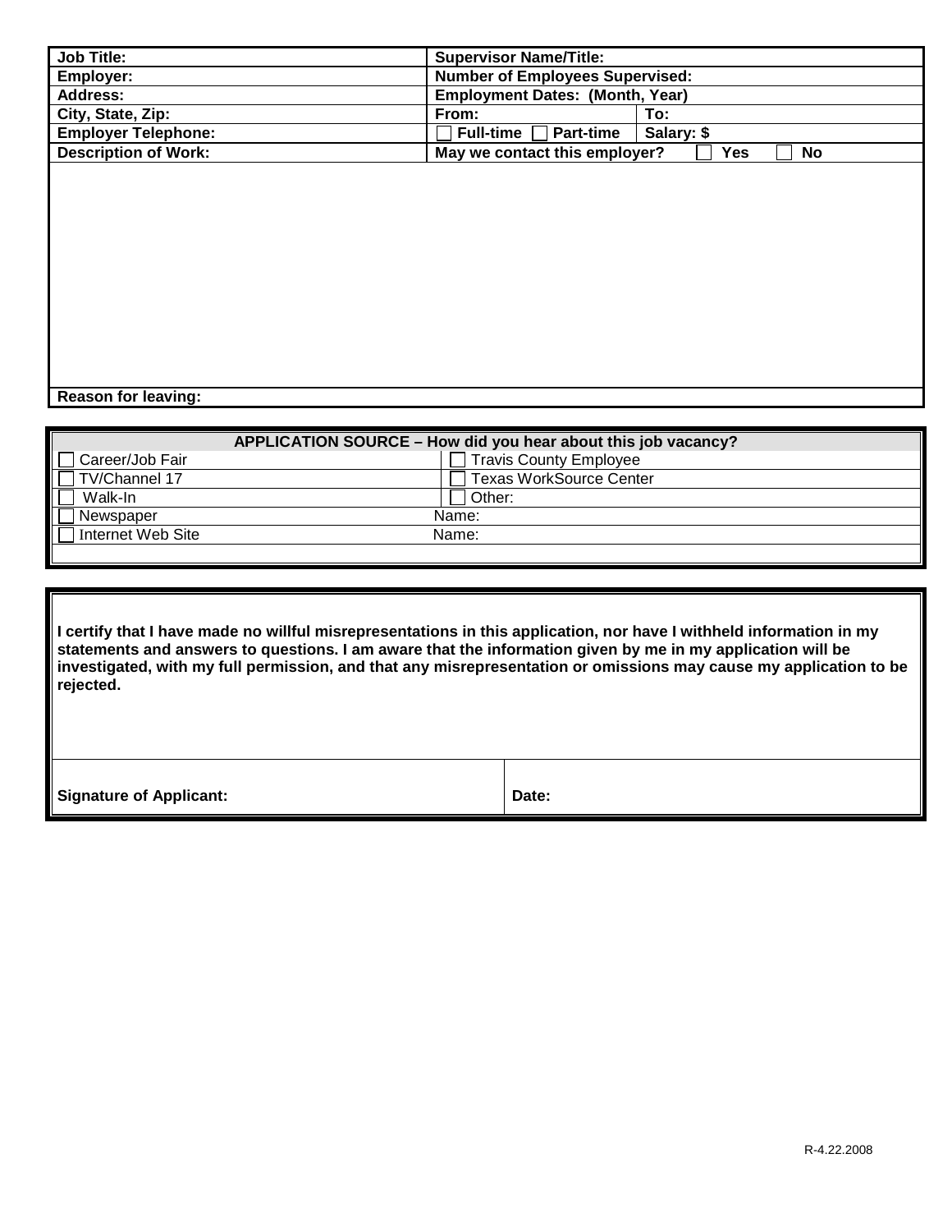| | | |
|---|---|---|
| **Job Title:** | **Supervisor Name/Title:** | |
| **Employer:** | **Number of Employees Supervised:** | |
| **Address:** | **Employment Dates: (Month, Year)** | |
| **City, State, Zip:** | **From:** | **To:** |
| **Employer Telephone:** | ☐ **Full-time** ☐ **Part-time** | **Salary: $** |
| **Description of Work:** | **May we contact this employer?** ☐ **Yes** ☐ **No** | |
| | | |
| **Reason for leaving:** | | |

| **APPLICATION SOURCE – How did you hear about this job vacancy?** | |
|---|---|
| ☐ Career/Job Fair | ☐ Travis County Employee |
| ☐ TV/Channel 17 | ☐ Texas WorkSource Center |
| ☐ Walk-In | ☐ Other: |
| ☐ Newspaper | Name: |
| ☐ Internet Web Site | Name: |

**I certify that I have made no willful misrepresentations in this application, nor have I withheld information in my statements and answers to questions. I am aware that the information given by me in my application will be investigated, with my full permission, and that any misrepresentation or omissions may cause my application to be rejected.**

| | |
|---|---|
| **Signature of Applicant:** | **Date:** |

R-4.22.2008